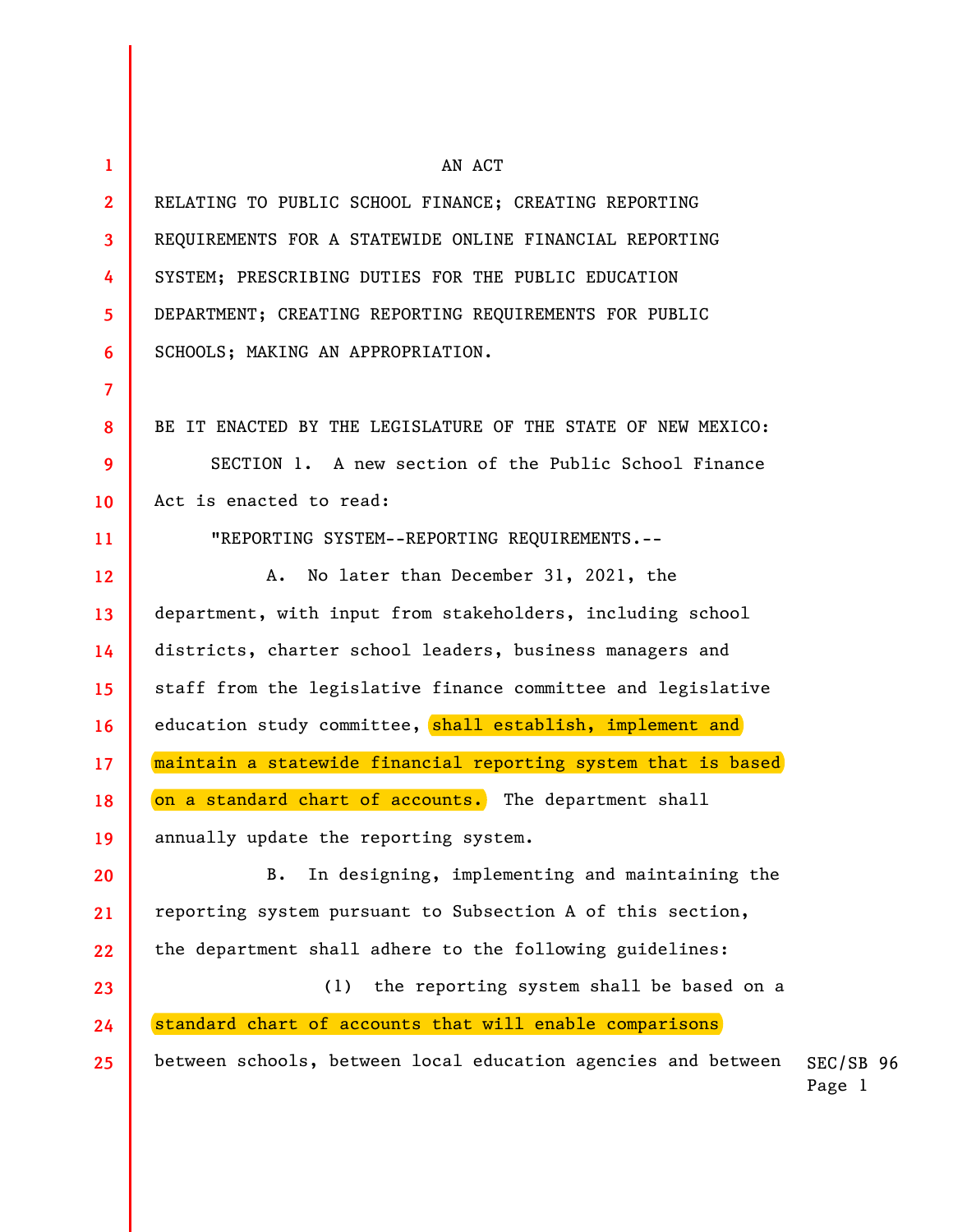AN ACT

RELATING TO PUBLIC SCHOOL FINANCE; CREATING REPORTING REQUIREMENTS FOR A STATEWIDE ONLINE FINANCIAL REPORTING SYSTEM; PRESCRIBING DUTIES FOR THE PUBLIC EDUCATION DEPARTMENT; CREATING REPORTING REQUIREMENTS FOR PUBLIC SCHOOLS; MAKING AN APPROPRIATION.

BE IT ENACTED BY THE LEGISLATURE OF THE STATE OF NEW MEXICO:

SECTION 1. A new section of the Public School Finance Act is enacted to read:

"REPORTING SYSTEM--REPORTING REQUIREMENTS.--

A. No later than December 31, 2021, the department, with input from stakeholders, including school districts, charter school leaders, business managers and staff from the legislative finance committee and legislative education study committee, shall establish, implement and maintain a statewide financial reporting system that is based on a standard chart of accounts. The department shall annually update the reporting system.

B. In designing, implementing and maintaining the reporting system pursuant to Subsection A of this section, the department shall adhere to the following guidelines:

(1) the reporting system shall be based on a standard chart of accounts that will enable comparisons between schools, between local education agencies and between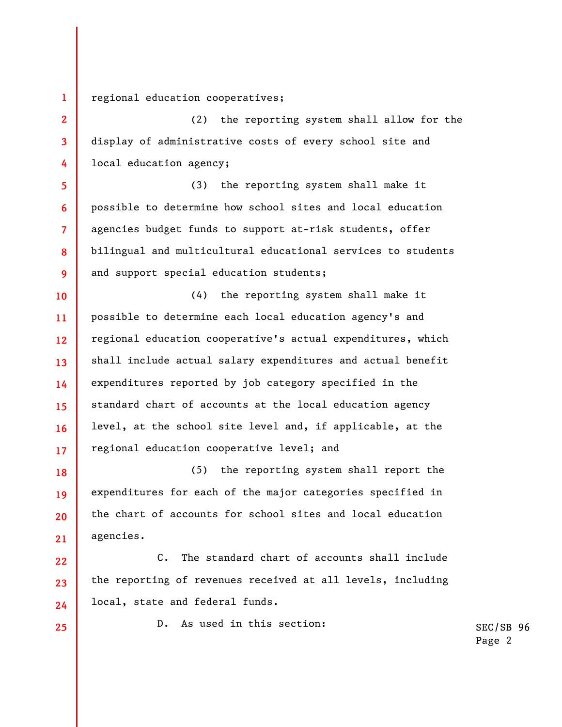regional education cooperatives;

(2) the reporting system shall allow for the display of administrative costs of every school site and local education agency;

(3) the reporting system shall make it possible to determine how school sites and local education agencies budget funds to support at-risk students, offer bilingual and multicultural educational services to students and support special education students;

(4) the reporting system shall make it possible to determine each local education agency's and regional education cooperative's actual expenditures, which shall include actual salary expenditures and actual benefit expenditures reported by job category specified in the standard chart of accounts at the local education agency level, at the school site level and, if applicable, at the regional education cooperative level; and

(5) the reporting system shall report the expenditures for each of the major categories specified in the chart of accounts for school sites and local education agencies.

C. The standard chart of accounts shall include the reporting of revenues received at all levels, including local, state and federal funds.

D. As used in this section: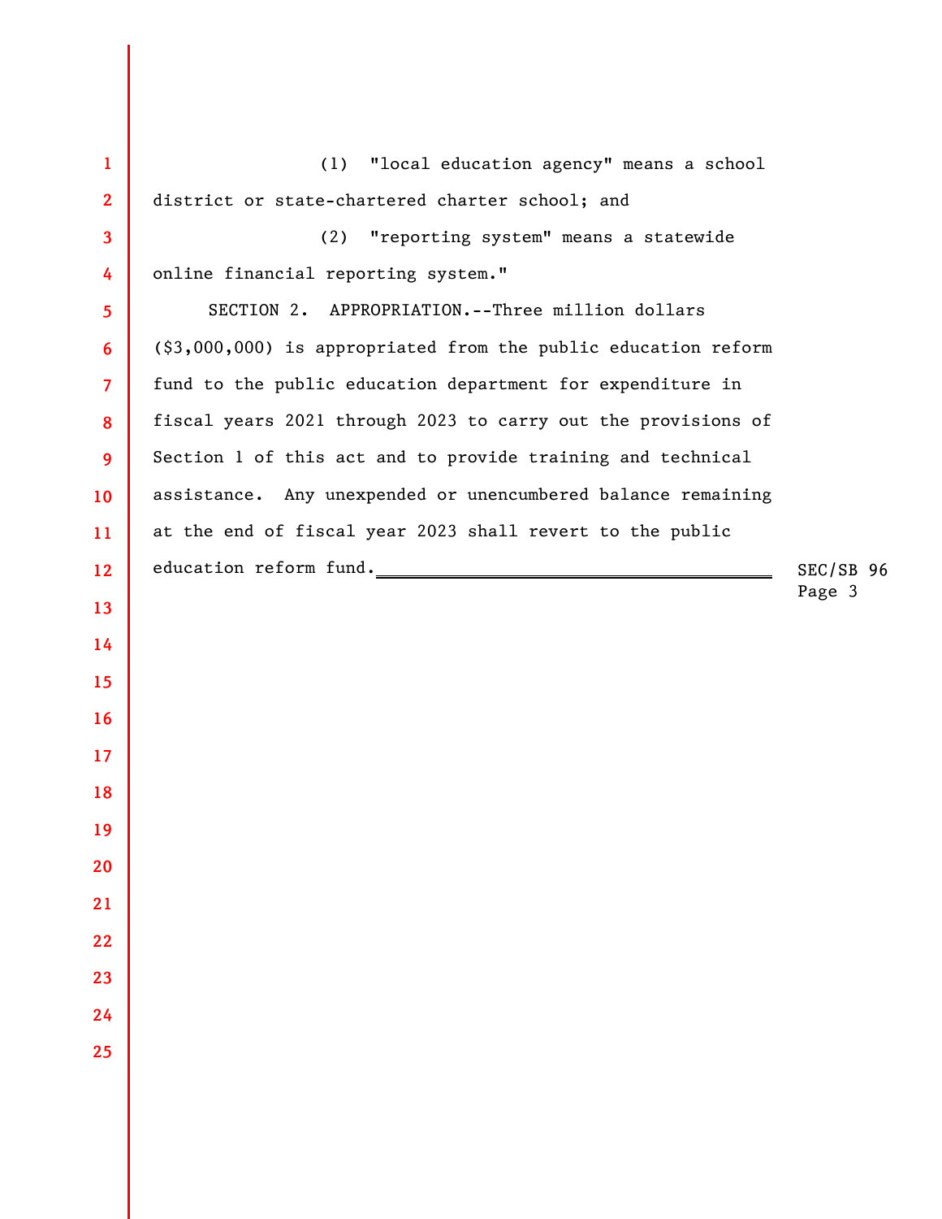(1) "local education agency" means a school district or state-chartered charter school; and

(2) "reporting system" means a statewide online financial reporting system."

SECTION 2. APPROPRIATION.--Three million dollars ($3,000,000) is appropriated from the public education reform fund to the public education department for expenditure in fiscal years 2021 through 2023 to carry out the provisions of Section 1 of this act and to provide training and technical assistance. Any unexpended or unencumbered balance remaining at the end of fiscal year 2023 shall revert to the public education reform fund.